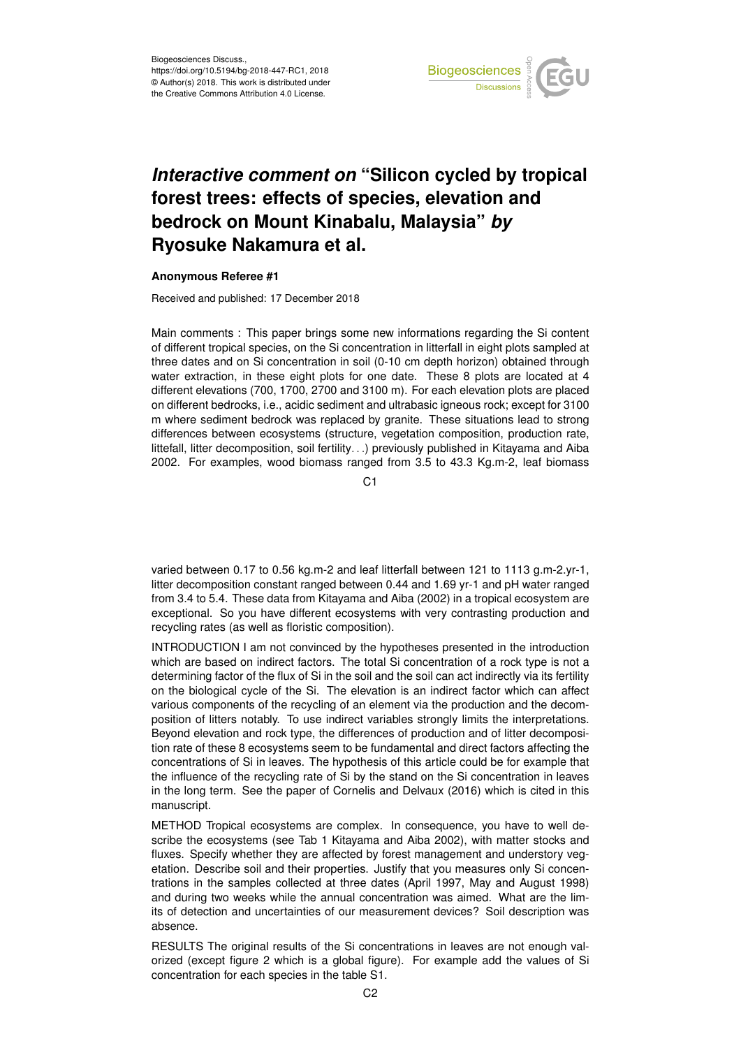Biogeosciences Discuss.,
https://doi.org/10.5194/bg-2018-447-RC1, 2018
© Author(s) 2018. This work is distributed under
the Creative Commons Attribution 4.0 License.

# *Interactive comment on* "Silicon cycled by tropical forest trees: effects of species, elevation and bedrock on Mount Kinabalu, Malaysia" *by* Ryosuke Nakamura et al.

**Anonymous Referee #1**

Received and published: 17 December 2018

Main comments : This paper brings some new informations regarding the Si content of different tropical species, on the Si concentration in litterfall in eight plots sampled at three dates and on Si concentration in soil (0-10 cm depth horizon) obtained through water extraction, in these eight plots for one date. These 8 plots are located at 4 different elevations (700, 1700, 2700 and 3100 m). For each elevation plots are placed on different bedrocks, i.e., acidic sediment and ultrabasic igneous rock; except for 3100 m where sediment bedrock was replaced by granite. These situations lead to strong differences between ecosystems (structure, vegetation composition, production rate, littefall, litter decomposition, soil fertility. . .) previously published in Kitayama and Aiba 2002. For examples, wood biomass ranged from 3.5 to 43.3 Kg.m-2, leaf biomass varied between 0.17 to 0.56 kg.m-2 and leaf litterfall between 121 to 1113 g.m-2.yr-1, litter decomposition constant ranged between 0.44 and 1.69 yr-1 and pH water ranged from 3.4 to 5.4. These data from Kitayama and Aiba (2002) in a tropical ecosystem are exceptional. So you have different ecosystems with very contrasting production and recycling rates (as well as floristic composition).

INTRODUCTION I am not convinced by the hypotheses presented in the introduction which are based on indirect factors. The total Si concentration of a rock type is not a determining factor of the flux of Si in the soil and the soil can act indirectly via its fertility on the biological cycle of the Si. The elevation is an indirect factor which can affect various components of the recycling of an element via the production and the decomposition of litters notably. To use indirect variables strongly limits the interpretations. Beyond elevation and rock type, the differences of production and of litter decomposition rate of these 8 ecosystems seem to be fundamental and direct factors affecting the concentrations of Si in leaves. The hypothesis of this article could be for example that the influence of the recycling rate of Si by the stand on the Si concentration in leaves in the long term. See the paper of Cornelis and Delvaux (2016) which is cited in this manuscript.

METHOD Tropical ecosystems are complex. In consequence, you have to well describe the ecosystems (see Tab 1 Kitayama and Aiba 2002), with matter stocks and fluxes. Specify whether they are affected by forest management and understory vegetation. Describe soil and their properties. Justify that you measures only Si concentrations in the samples collected at three dates (April 1997, May and August 1998) and during two weeks while the annual concentration was aimed. What are the limits of detection and uncertainties of our measurement devices? Soil description was absence.

RESULTS The original results of the Si concentrations in leaves are not enough valorized (except figure 2 which is a global figure). For example add the values of Si concentration for each species in the table S1.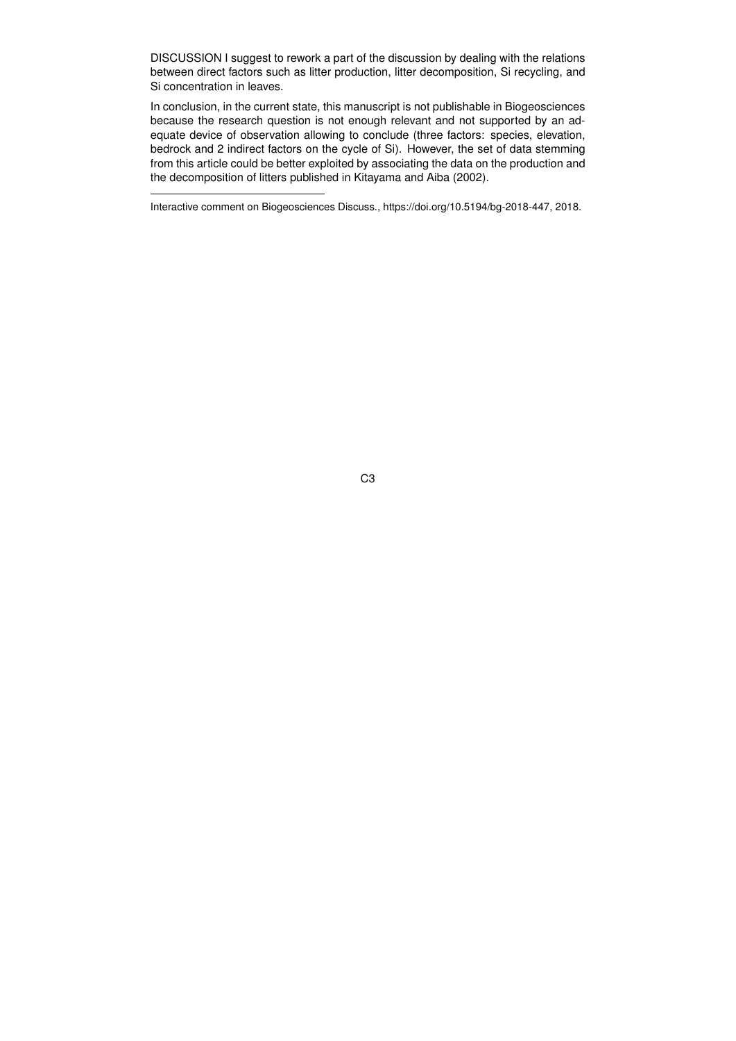DISCUSSION I suggest to rework a part of the discussion by dealing with the relations between direct factors such as litter production, litter decomposition, Si recycling, and Si concentration in leaves.

In conclusion, in the current state, this manuscript is not publishable in Biogeosciences because the research question is not enough relevant and not supported by an adequate device of observation allowing to conclude (three factors: species, elevation, bedrock and 2 indirect factors on the cycle of Si). However, the set of data stemming from this article could be better exploited by associating the data on the production and the decomposition of litters published in Kitayama and Aiba (2002).

---

Interactive comment on Biogeosciences Discuss., https://doi.org/10.5194/bg-2018-447, 2018.